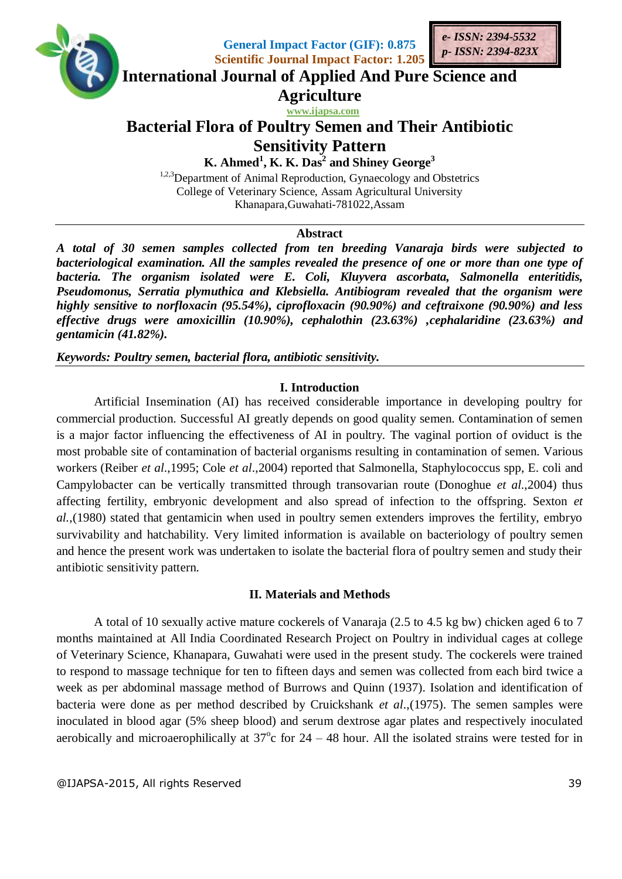General Impact Factor (GIF): 0.875
Scientific Journal Impact Factor: 1.205

*e- ISSN: 2394-5532*
*p- ISSN: 2394-823X*

**International Journal of Applied And Pure Science and Agriculture**

www.ijapsa.com

# Bacterial Flora of Poultry Semen and Their Antibiotic Sensitivity Pattern

**K. Ahmed[1], K. K. Das[2] and Shiney George[3]**

[1,2,3]Department of Animal Reproduction, Gynaecology and Obstetrics
College of Veterinary Science, Assam Agricultural University
Khanapara,Guwahati-781022,Assam

**Abstract**

***A total of 30 semen samples collected from ten breeding Vanaraja birds were subjected to bacteriological examination. All the samples revealed the presence of one or more than one type of bacteria. The organism isolated were E. Coli, Kluyvera ascorbata, Salmonella enteritidis, Pseudomonus, Serratia plymuthica and Klebsiella. Antibiogram revealed that the organism were highly sensitive to norfloxacin (95.54%), ciprofloxacin (90.90%) and ceftraixone (90.90%) and less effective drugs were amoxicillin (10.90%), cephalothin (23.63%) ,cephalaridine (23.63%) and gentamicin (41.82%).***

***Keywords: Poultry semen, bacterial flora, antibiotic sensitivity.***

## I. Introduction

Artificial Insemination (AI) has received considerable importance in developing poultry for commercial production. Successful AI greatly depends on good quality semen. Contamination of semen is a major factor influencing the effectiveness of AI in poultry. The vaginal portion of oviduct is the most probable site of contamination of bacterial organisms resulting in contamination of semen. Various workers (Reiber *et al*.,1995; Cole *et al*.,2004) reported that Salmonella, Staphylococcus spp, E. coli and Campylobacter can be vertically transmitted through transovarian route (Donoghue *et al*.,2004) thus affecting fertility, embryonic development and also spread of infection to the offspring. Sexton *et al*.,(1980) stated that gentamicin when used in poultry semen extenders improves the fertility, embryo survivability and hatchability. Very limited information is available on bacteriology of poultry semen and hence the present work was undertaken to isolate the bacterial flora of poultry semen and study their antibiotic sensitivity pattern.

## II. Materials and Methods

A total of 10 sexually active mature cockerels of Vanaraja (2.5 to 4.5 kg bw) chicken aged 6 to 7 months maintained at All India Coordinated Research Project on Poultry in individual cages at college of Veterinary Science, Khanapara, Guwahati were used in the present study. The cockerels were trained to respond to massage technique for ten to fifteen days and semen was collected from each bird twice a week as per abdominal massage method of Burrows and Quinn (1937). Isolation and identification of bacteria were done as per method described by Cruickshank *et al*.,(1975). The semen samples were inoculated in blood agar (5% sheep blood) and serum dextrose agar plates and respectively inoculated aerobically and microaerophilically at 37$^{o}$c for 24 – 48 hour. All the isolated strains were tested for in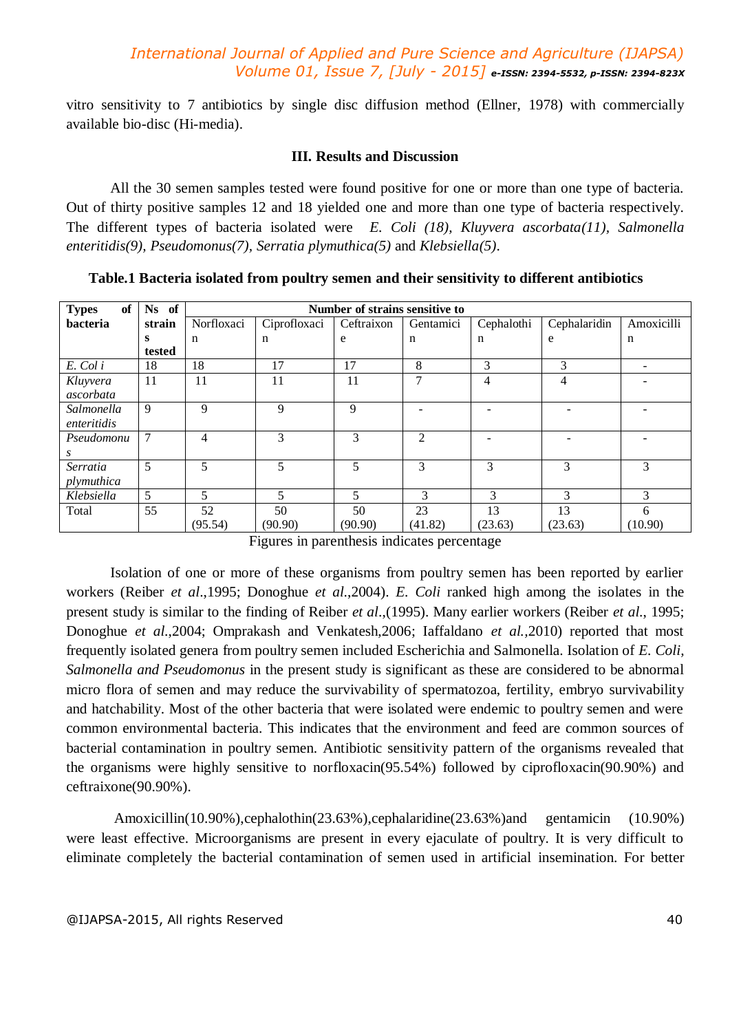vitro sensitivity to 7 antibiotics by single disc diffusion method (Ellner, 1978) with commercially available bio-disc (Hi-media).

## III. Results and Discussion

All the 30 semen samples tested were found positive for one or more than one type of bacteria. Out of thirty positive samples 12 and 18 yielded one and more than one type of bacteria respectively. The different types of bacteria isolated were *E. Coli (18), Kluyvera ascorbata(11), Salmonella enteritidis(9), Pseudomonus(7), Serratia plymuthica(5)* and *Klebsiella(5)*.

**Table.1 Bacteria isolated from poultry semen and their sensitivity to different antibiotics**

| Types of bacteria | Ns of strains tested | Number of strains sensitive to | | | | | | |
|---|---|---|---|---|---|---|---|---|
| | | Norfloxacin | Ciprofloxacin | Ceftraixone | Gentamicin | Cephalothin | Cephalaridine | Amoxicillin |
| *E. Col i* | 18 | 18 | 17 | 17 | 8 | 3 | 3 | - |
| *Kluyvera ascorbata* | 11 | 11 | 11 | 11 | 7 | 4 | 4 | - |
| *Salmonella enteritidis* | 9 | 9 | 9 | 9 | - | - | - | - |
| *Pseudomonus* | 7 | 4 | 3 | 3 | 2 | - | - | - |
| *Serratia plymuthica* | 5 | 5 | 5 | 5 | 3 | 3 | 3 | 3 |
| *Klebsiella* | 5 | 5 | 5 | 5 | 3 | 3 | 3 | 3 |
| Total | 55 | 52 (95.54) | 50 (90.90) | 50 (90.90) | 23 (41.82) | 13 (23.63) | 13 (23.63) | 6 (10.90) |

Figures in parenthesis indicates percentage

Isolation of one or more of these organisms from poultry semen has been reported by earlier workers (Reiber *et al*.,1995; Donoghue *et al*.,2004). *E. Coli* ranked high among the isolates in the present study is similar to the finding of Reiber *et al*.,(1995). Many earlier workers (Reiber *et al.*, 1995; Donoghue *et al*.,2004; Omprakash and Venkatesh,2006; Iaffaldano *et al.*,2010) reported that most frequently isolated genera from poultry semen included Escherichia and Salmonella. Isolation of *E. Coli, Salmonella and Pseudomonus* in the present study is significant as these are considered to be abnormal micro flora of semen and may reduce the survivability of spermatozoa, fertility, embryo survivability and hatchability. Most of the other bacteria that were isolated were endemic to poultry semen and were common environmental bacteria. This indicates that the environment and feed are common sources of bacterial contamination in poultry semen. Antibiotic sensitivity pattern of the organisms revealed that the organisms were highly sensitive to norfloxacin(95.54%) followed by ciprofloxacin(90.90%) and ceftraixone(90.90%).

Amoxicillin(10.90%),cephalothin(23.63%),cephalaridine(23.63%)and gentamicin (10.90%) were least effective. Microorganisms are present in every ejaculate of poultry. It is very difficult to eliminate completely the bacterial contamination of semen used in artificial insemination. For better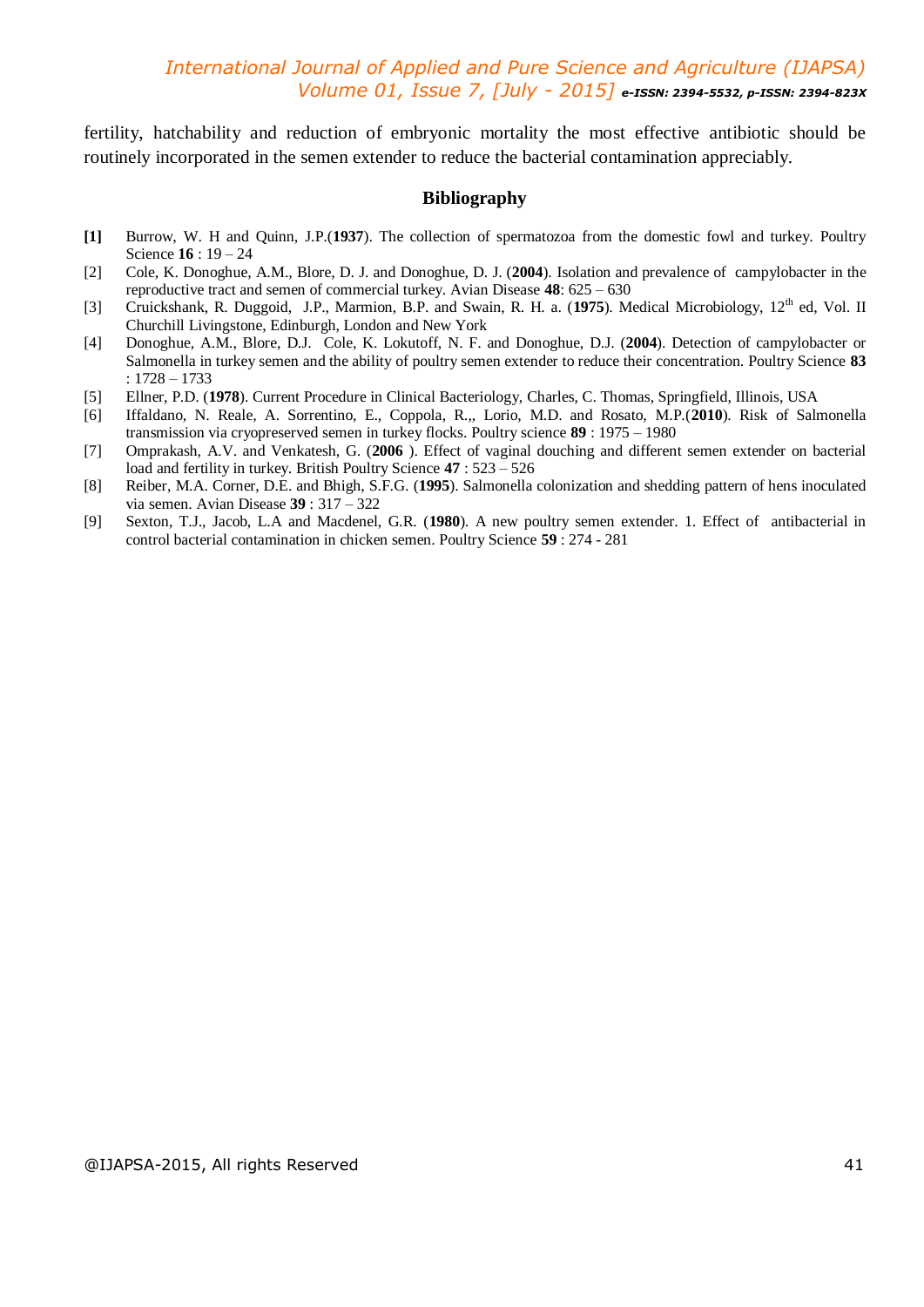fertility, hatchability and reduction of embryonic mortality the most effective antibiotic should be routinely incorporated in the semen extender to reduce the bacterial contamination appreciably.

## Bibliography

**[1]** Burrow, W. H and Quinn, J.P.(**1937**). The collection of spermatozoa from the domestic fowl and turkey. Poultry Science **16** : 19 – 24

[2] Cole, K. Donoghue, A.M., Blore, D. J. and Donoghue, D. J. (**2004**). Isolation and prevalence of campylobacter in the reproductive tract and semen of commercial turkey. Avian Disease **48**: 625 – 630

[3] Cruickshank, R. Duggoid, J.P., Marmion, B.P. and Swain, R. H. a. (**1975**). Medical Microbiology, 12th ed, Vol. II Churchill Livingstone, Edinburgh, London and New York

[4] Donoghue, A.M., Blore, D.J. Cole, K. Lokutoff, N. F. and Donoghue, D.J. (**2004**). Detection of campylobacter or Salmonella in turkey semen and the ability of poultry semen extender to reduce their concentration. Poultry Science **83** : 1728 – 1733

[5] Ellner, P.D. (**1978**). Current Procedure in Clinical Bacteriology, Charles, C. Thomas, Springfield, Illinois, USA

[6] Iffaldano, N. Reale, A. Sorrentino, E., Coppola, R.,, Lorio, M.D. and Rosato, M.P.(**2010**). Risk of Salmonella transmission via cryopreserved semen in turkey flocks. Poultry science **89** : 1975 – 1980

[7] Omprakash, A.V. and Venkatesh, G. (**2006** ). Effect of vaginal douching and different semen extender on bacterial load and fertility in turkey. British Poultry Science **47** : 523 – 526

[8] Reiber, M.A. Corner, D.E. and Bhigh, S.F.G. (**1995**). Salmonella colonization and shedding pattern of hens inoculated via semen. Avian Disease **39** : 317 – 322

[9] Sexton, T.J., Jacob, L.A and Macdenel, G.R. (**1980**). A new poultry semen extender. 1. Effect of antibacterial in control bacterial contamination in chicken semen. Poultry Science **59** : 274 - 281